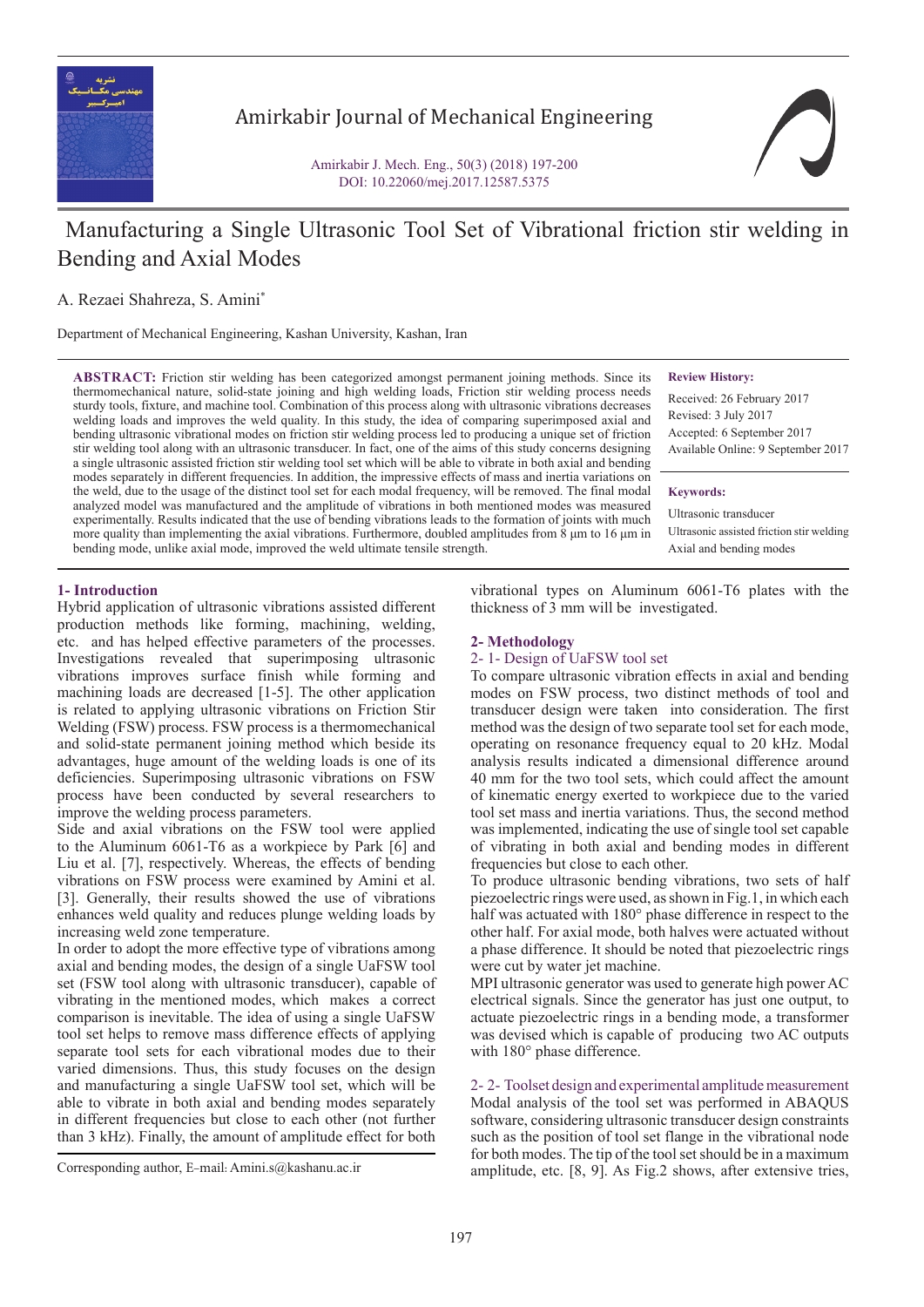# Manufacturing a Single Ultrasonic Tool Set of Vibrational friction stir welding in Bending and Axial Modes

A. Rezaei Shahreza, S. Amini*

Department of Mechanical Engineering, Kashan University, Kashan, Iran

**ABSTRACT:** Friction stir welding has been categorized amongst permanent joining methods. Since its thermomechanical nature, solid-state joining and high welding loads, Friction stir welding process needs sturdy tools, fixture, and machine tool. Combination of this process along with ultrasonic vibrations decreases welding loads and improves the weld quality. In this study, the idea of comparing superimposed axial and bending ultrasonic vibrational modes on friction stir welding process led to producing a unique set of friction stir welding tool along with an ultrasonic transducer. In fact, one of the aims of this study concerns designing a single ultrasonic assisted friction stir welding tool set which will be able to vibrate in both axial and bending modes separately in different frequencies. In addition, the impressive effects of mass and inertia variations on the weld, due to the usage of the distinct tool set for each modal frequency, will be removed. The final modal analyzed model was manufactured and the amplitude of vibrations in both mentioned modes was measured experimentally. Results indicated that the use of bending vibrations leads to the formation of joints with much more quality than implementing the axial vibrations. Furthermore, doubled amplitudes from 8 μm to 16 μm in bending mode, unlike axial mode, improved the weld ultimate tensile strength.

**Review History:**

Received: 26 February 2017
Revised: 3 July 2017
Accepted: 6 September 2017
Available Online: 9 September 2017

**Keywords:**

Ultrasonic transducer
Ultrasonic assisted friction stir welding
Axial and bending modes

## 1- Introduction

Hybrid application of ultrasonic vibrations assisted different production methods like forming, machining, welding, etc. and has helped effective parameters of the processes. Investigations revealed that superimposing ultrasonic vibrations improves surface finish while forming and machining loads are decreased [1-5]. The other application is related to applying ultrasonic vibrations on Friction Stir Welding (FSW) process. FSW process is a thermomechanical and solid-state permanent joining method which beside its advantages, huge amount of the welding loads is one of its deficiencies. Superimposing ultrasonic vibrations on FSW process have been conducted by several researchers to improve the welding process parameters.

Side and axial vibrations on the FSW tool were applied to the Aluminum 6061-T6 as a workpiece by Park [6] and Liu et al. [7], respectively. Whereas, the effects of bending vibrations on FSW process were examined by Amini et al. [3]. Generally, their results showed the use of vibrations enhances weld quality and reduces plunge welding loads by increasing weld zone temperature.

In order to adopt the more effective type of vibrations among axial and bending modes, the design of a single UaFSW tool set (FSW tool along with ultrasonic transducer), capable of vibrating in the mentioned modes, which makes a correct comparison is inevitable. The idea of using a single UaFSW tool set helps to remove mass difference effects of applying separate tool sets for each vibrational modes due to their varied dimensions. Thus, this study focuses on the design and manufacturing a single UaFSW tool set, which will be able to vibrate in both axial and bending modes separately in different frequencies but close to each other (not further than 3 kHz). Finally, the amount of amplitude effect for both vibrational types on Aluminum 6061-T6 plates with the thickness of 3 mm will be investigated.

Corresponding author, E-mail: Amini.s@kashanu.ac.ir

## 2- Methodology

### 2- 1- Design of UaFSW tool set

To compare ultrasonic vibration effects in axial and bending modes on FSW process, two distinct methods of tool and transducer design were taken into consideration. The first method was the design of two separate tool set for each mode, operating on resonance frequency equal to 20 kHz. Modal analysis results indicated a dimensional difference around 40 mm for the two tool sets, which could affect the amount of kinematic energy exerted to workpiece due to the varied tool set mass and inertia variations. Thus, the second method was implemented, indicating the use of single tool set capable of vibrating in both axial and bending modes in different frequencies but close to each other.

To produce ultrasonic bending vibrations, two sets of half piezoelectric rings were used, as shown in Fig.1, in which each half was actuated with 180° phase difference in respect to the other half. For axial mode, both halves were actuated without a phase difference. It should be noted that piezoelectric rings were cut by water jet machine.

MPI ultrasonic generator was used to generate high power AC electrical signals. Since the generator has just one output, to actuate piezoelectric rings in a bending mode, a transformer was devised which is capable of producing two AC outputs with 180° phase difference.

### 2- 2- Toolset design and experimental amplitude measurement

Modal analysis of the tool set was performed in ABAQUS software, considering ultrasonic transducer design constraints such as the position of tool set flange in the vibrational node for both modes. The tip of the tool set should be in a maximum amplitude, etc. [8, 9]. As Fig.2 shows, after extensive tries,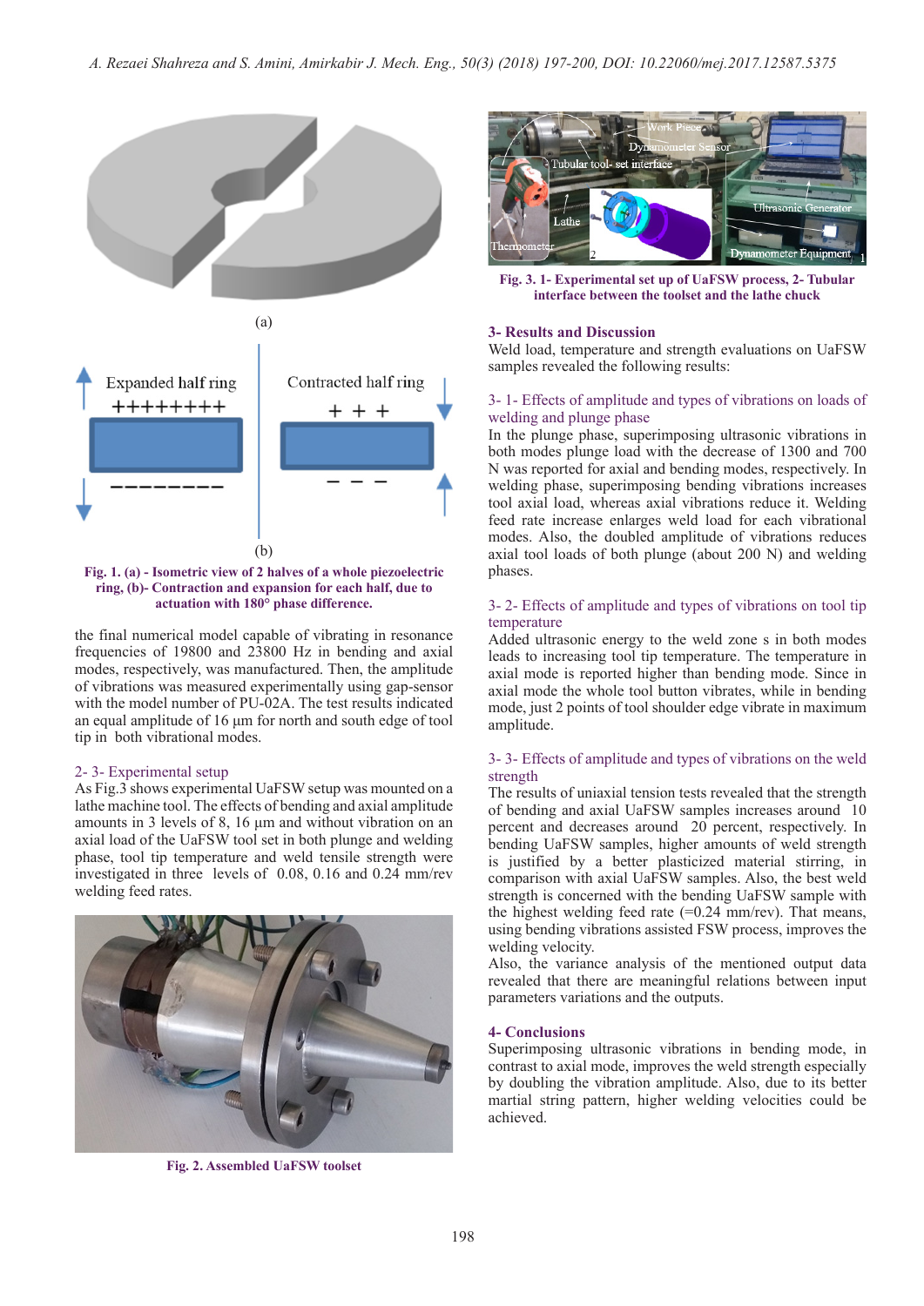(a)

Expanded half ring

Contracted half ring

(b)

**Fig. 1. (a) - Isometric view of 2 halves of a whole piezoelectric ring, (b)- Contraction and expansion for each half, due to actuation with 180° phase difference.**

the final numerical model capable of vibrating in resonance frequencies of 19800 and 23800 Hz in bending and axial modes, respectively, was manufactured. Then, the amplitude of vibrations was measured experimentally using gap-sensor with the model number of PU-02A. The test results indicated an equal amplitude of 16 µm for north and south edge of tool tip in both vibrational modes.

## 2- 3- Experimental setup

As Fig.3 shows experimental UaFSW setup was mounted on a lathe machine tool. The effects of bending and axial amplitude amounts in 3 levels of 8, 16 µm and without vibration on an axial load of the UaFSW tool set in both plunge and welding phase, tool tip temperature and weld tensile strength were investigated in three levels of 0.08, 0.16 and 0.24 mm/rev welding feed rates.

**Fig. 2. Assembled UaFSW toolset**

**Fig. 3. 1- Experimental set up of UaFSW process, 2- Tubular interface between the toolset and the lathe chuck**

## 3- Results and Discussion

Weld load, temperature and strength evaluations on UaFSW samples revealed the following results:

### 3- 1- Effects of amplitude and types of vibrations on loads of welding and plunge phase

In the plunge phase, superimposing ultrasonic vibrations in both modes plunge load with the decrease of 1300 and 700 N was reported for axial and bending modes, respectively. In welding phase, superimposing bending vibrations increases tool axial load, whereas axial vibrations reduce it. Welding feed rate increase enlarges weld load for each vibrational modes. Also, the doubled amplitude of vibrations reduces axial tool loads of both plunge (about 200 N) and welding phases.

### 3- 2- Effects of amplitude and types of vibrations on tool tip temperature

Added ultrasonic energy to the weld zone s in both modes leads to increasing tool tip temperature. The temperature in axial mode is reported higher than bending mode. Since in axial mode the whole tool button vibrates, while in bending mode, just 2 points of tool shoulder edge vibrate in maximum amplitude.

### 3- 3- Effects of amplitude and types of vibrations on the weld strength

The results of uniaxial tension tests revealed that the strength of bending and axial UaFSW samples increases around 10 percent and decreases around 20 percent, respectively. In bending UaFSW samples, higher amounts of weld strength is justified by a better plasticized material stirring, in comparison with axial UaFSW samples. Also, the best weld strength is concerned with the bending UaFSW sample with the highest welding feed rate (=0.24 mm/rev). That means, using bending vibrations assisted FSW process, improves the welding velocity.

Also, the variance analysis of the mentioned output data revealed that there are meaningful relations between input parameters variations and the outputs.

## 4- Conclusions

Superimposing ultrasonic vibrations in bending mode, in contrast to axial mode, improves the weld strength especially by doubling the vibration amplitude. Also, due to its better martial string pattern, higher welding velocities could be achieved.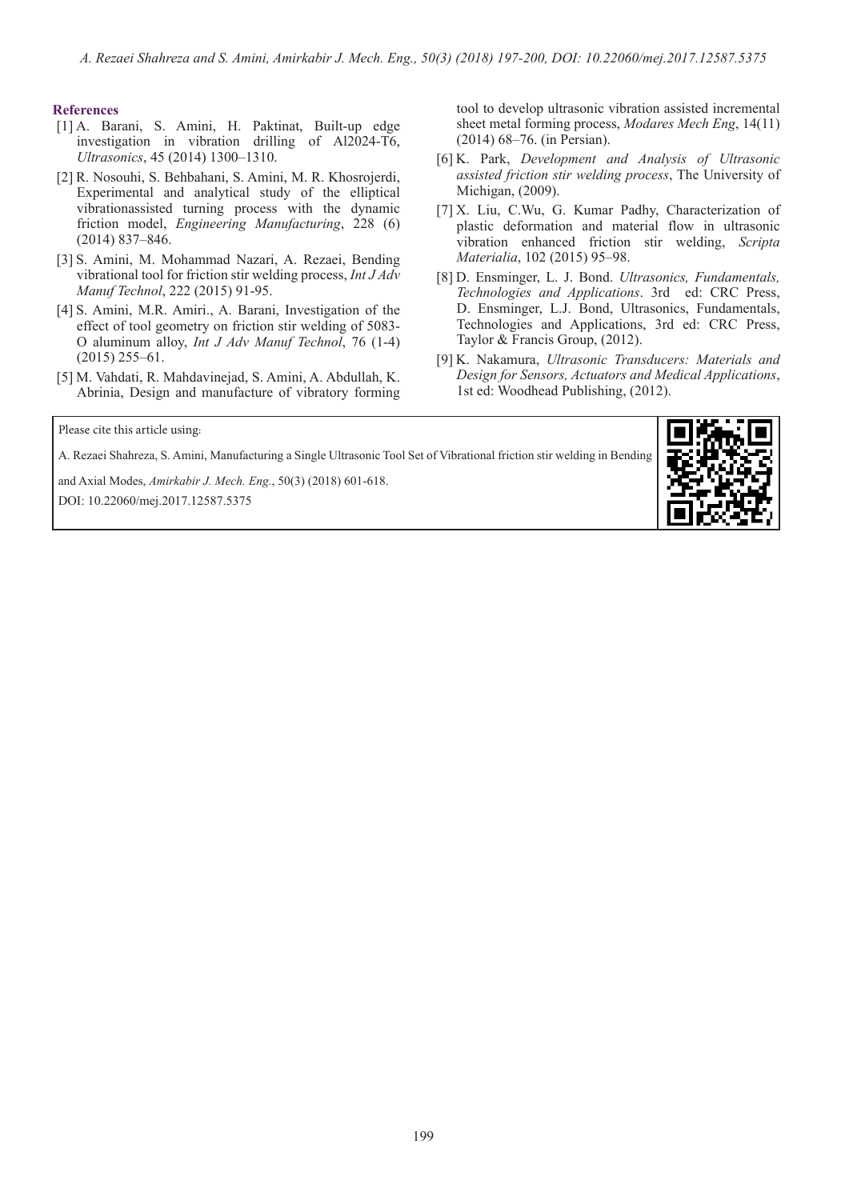## References

[1] A. Barani, S. Amini, H. Paktinat, Built-up edge investigation in vibration drilling of Al2024-T6, *Ultrasonics*, 45 (2014) 1300–1310.

[2] R. Nosouhi, S. Behbahani, S. Amini, M. R. Khosrojerdi, Experimental and analytical study of the elliptical vibrationassisted turning process with the dynamic friction model, *Engineering Manufacturing*, 228 (6) (2014) 837–846.

[3] S. Amini, M. Mohammad Nazari, A. Rezaei, Bending vibrational tool for friction stir welding process, *Int J Adv Manuf Technol*, 222 (2015) 91-95.

[4] S. Amini, M.R. Amiri., A. Barani, Investigation of the effect of tool geometry on friction stir welding of 5083-O aluminum alloy, *Int J Adv Manuf Technol*, 76 (1-4) (2015) 255–61.

[5] M. Vahdati, R. Mahdavinejad, S. Amini, A. Abdullah, K. Abrinia, Design and manufacture of vibratory forming tool to develop ultrasonic vibration assisted incremental sheet metal forming process, *Modares Mech Eng*, 14(11) (2014) 68–76. (in Persian).

[6] K. Park, *Development and Analysis of Ultrasonic assisted friction stir welding process*, The University of Michigan, (2009).

[7] X. Liu, C.Wu, G. Kumar Padhy, Characterization of plastic deformation and material flow in ultrasonic vibration enhanced friction stir welding, *Scripta Materialia*, 102 (2015) 95–98.

[8] D. Ensminger, L. J. Bond. *Ultrasonics, Fundamentals, Technologies and Applications*. 3rd ed: CRC Press, D. Ensminger, L.J. Bond, Ultrasonics, Fundamentals, Technologies and Applications, 3rd ed: CRC Press, Taylor & Francis Group, (2012).

[9] K. Nakamura, *Ultrasonic Transducers: Materials and Design for Sensors, Actuators and Medical Applications*, 1st ed: Woodhead Publishing, (2012).

Please cite this article using:

A. Rezaei Shahreza, S. Amini, Manufacturing a Single Ultrasonic Tool Set of Vibrational friction stir welding in Bending and Axial Modes, *Amirkabir J. Mech. Eng.*, 50(3) (2018) 601-618.

DOI: 10.22060/mej.2017.12587.5375